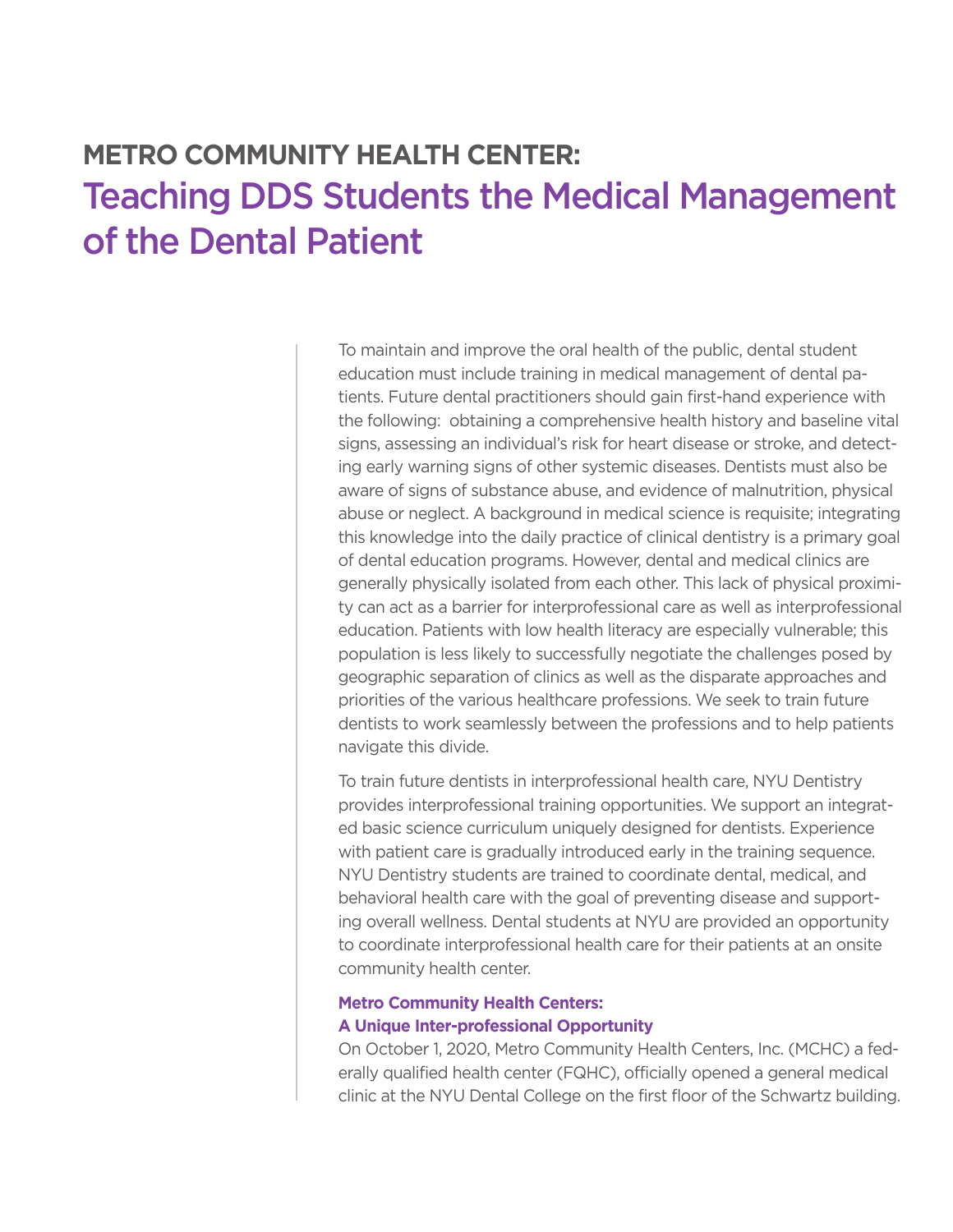# METRO COMMUNITY HEALTH CENTER: Teaching DDS Students the Medical Management of the Dental Patient

To maintain and improve the oral health of the public, dental student education must include training in medical management of dental patients. Future dental practitioners should gain first-hand experience with the following: obtaining a comprehensive health history and baseline vital signs, assessing an individual's risk for heart disease or stroke, and detecting early warning signs of other systemic diseases. Dentists must also be aware of signs of substance abuse, and evidence of malnutrition, physical abuse or neglect. A background in medical science is requisite; integrating this knowledge into the daily practice of clinical dentistry is a primary goal of dental education programs. However, dental and medical clinics are generally physically isolated from each other. This lack of physical proximity can act as a barrier for interprofessional care as well as interprofessional education. Patients with low health literacy are especially vulnerable; this population is less likely to successfully negotiate the challenges posed by geographic separation of clinics as well as the disparate approaches and priorities of the various healthcare professions. We seek to train future dentists to work seamlessly between the professions and to help patients navigate this divide.

To train future dentists in interprofessional health care, NYU Dentistry provides interprofessional training opportunities. We support an integrated basic science curriculum uniquely designed for dentists. Experience with patient care is gradually introduced early in the training sequence. NYU Dentistry students are trained to coordinate dental, medical, and behavioral health care with the goal of preventing disease and supporting overall wellness. Dental students at NYU are provided an opportunity to coordinate interprofessional health care for their patients at an onsite community health center.

### Metro Community Health Centers: A Unique Inter-professional Opportunity

On October 1, 2020, Metro Community Health Centers, Inc. (MCHC) a federally qualified health center (FQHC), officially opened a general medical clinic at the NYU Dental College on the first floor of the Schwartz building.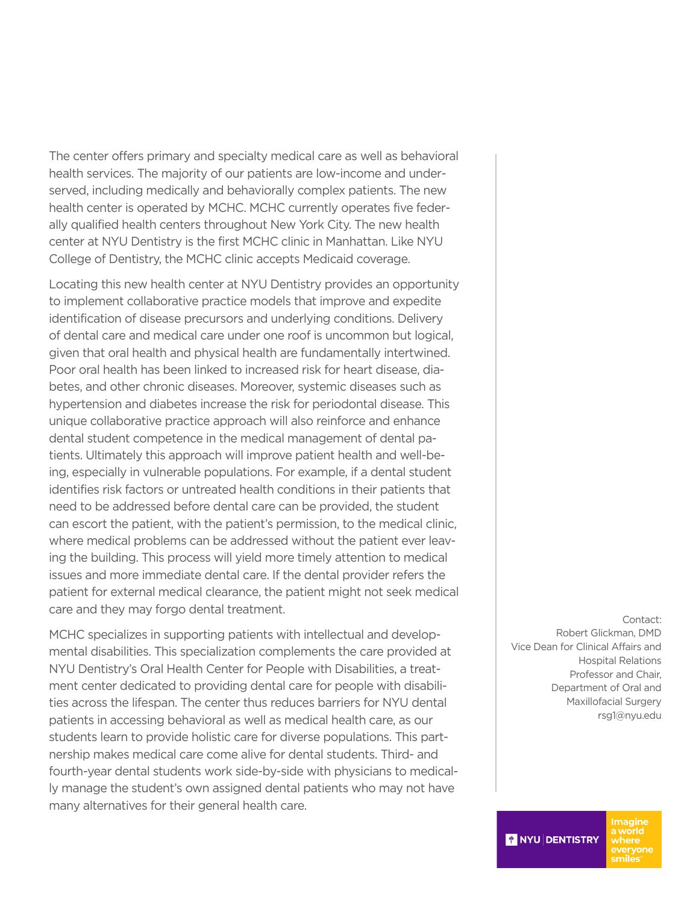The center offers primary and specialty medical care as well as behavioral health services. The majority of our patients are low-income and underserved, including medically and behaviorally complex patients. The new health center is operated by MCHC. MCHC currently operates five federally qualified health centers throughout New York City. The new health center at NYU Dentistry is the first MCHC clinic in Manhattan. Like NYU College of Dentistry, the MCHC clinic accepts Medicaid coverage.

Locating this new health center at NYU Dentistry provides an opportunity to implement collaborative practice models that improve and expedite identification of disease precursors and underlying conditions. Delivery of dental care and medical care under one roof is uncommon but logical, given that oral health and physical health are fundamentally intertwined. Poor oral health has been linked to increased risk for heart disease, diabetes, and other chronic diseases. Moreover, systemic diseases such as hypertension and diabetes increase the risk for periodontal disease. This unique collaborative practice approach will also reinforce and enhance dental student competence in the medical management of dental patients. Ultimately this approach will improve patient health and well-being, especially in vulnerable populations. For example, if a dental student identifies risk factors or untreated health conditions in their patients that need to be addressed before dental care can be provided, the student can escort the patient, with the patient's permission, to the medical clinic, where medical problems can be addressed without the patient ever leaving the building. This process will yield more timely attention to medical issues and more immediate dental care. If the dental provider refers the patient for external medical clearance, the patient might not seek medical care and they may forgo dental treatment.

MCHC specializes in supporting patients with intellectual and developmental disabilities. This specialization complements the care provided at NYU Dentistry's Oral Health Center for People with Disabilities, a treatment center dedicated to providing dental care for people with disabilities across the lifespan. The center thus reduces barriers for NYU dental patients in accessing behavioral as well as medical health care, as our students learn to provide holistic care for diverse populations. This partnership makes medical care come alive for dental students. Third- and fourth-year dental students work side-by-side with physicians to medically manage the student's own assigned dental patients who may not have many alternatives for their general health care.

Contact:
Robert Glickman, DMD
Vice Dean for Clinical Affairs and Hospital Relations
Professor and Chair, Department of Oral and Maxillofacial Surgery
rsg1@nyu.edu

NYU | DENTISTRY

Imagine a world where everyone smiles®